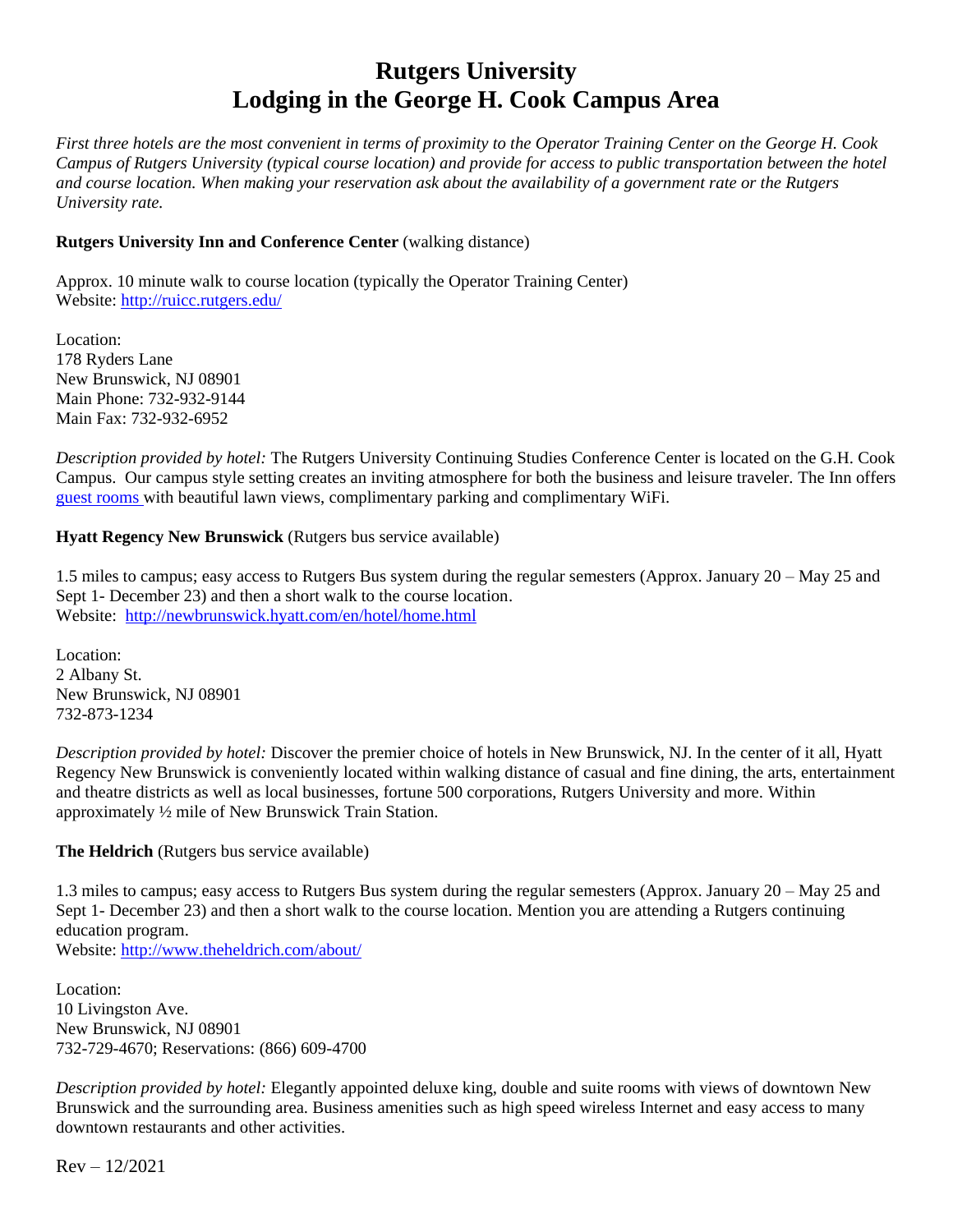# Rutgers University
# Lodging in the George H. Cook Campus Area

*First three hotels are the most convenient in terms of proximity to the Operator Training Center on the George H. Cook Campus of Rutgers University (typical course location) and provide for access to public transportation between the hotel and course location. When making your reservation ask about the availability of a government rate or the Rutgers University rate.*

**Rutgers University Inn and Conference Center** (walking distance)

Approx. 10 minute walk to course location (typically the Operator Training Center)
Website: http://ruicc.rutgers.edu/

Location:
178 Ryders Lane
New Brunswick, NJ 08901
Main Phone: 732-932-9144
Main Fax: 732-932-6952

*Description provided by hotel:* The Rutgers University Continuing Studies Conference Center is located on the G.H. Cook Campus. Our campus style setting creates an inviting atmosphere for both the business and leisure traveler. The Inn offers guest rooms with beautiful lawn views, complimentary parking and complimentary WiFi.

**Hyatt Regency New Brunswick** (Rutgers bus service available)

1.5 miles to campus; easy access to Rutgers Bus system during the regular semesters (Approx. January 20 – May 25 and Sept 1- December 23) and then a short walk to the course location.
Website: http://newbrunswick.hyatt.com/en/hotel/home.html

Location:
2 Albany St.
New Brunswick, NJ 08901
732-873-1234

*Description provided by hotel:* Discover the premier choice of hotels in New Brunswick, NJ. In the center of it all, Hyatt Regency New Brunswick is conveniently located within walking distance of casual and fine dining, the arts, entertainment and theatre districts as well as local businesses, fortune 500 corporations, Rutgers University and more. Within approximately ½ mile of New Brunswick Train Station.

**The Heldrich** (Rutgers bus service available)

1.3 miles to campus; easy access to Rutgers Bus system during the regular semesters (Approx. January 20 – May 25 and Sept 1- December 23) and then a short walk to the course location. Mention you are attending a Rutgers continuing education program.
Website: http://www.theheldrich.com/about/

Location:
10 Livingston Ave.
New Brunswick, NJ 08901
732-729-4670; Reservations: (866) 609-4700

*Description provided by hotel:* Elegantly appointed deluxe king, double and suite rooms with views of downtown New Brunswick and the surrounding area. Business amenities such as high speed wireless Internet and easy access to many downtown restaurants and other activities.

Rev – 12/2021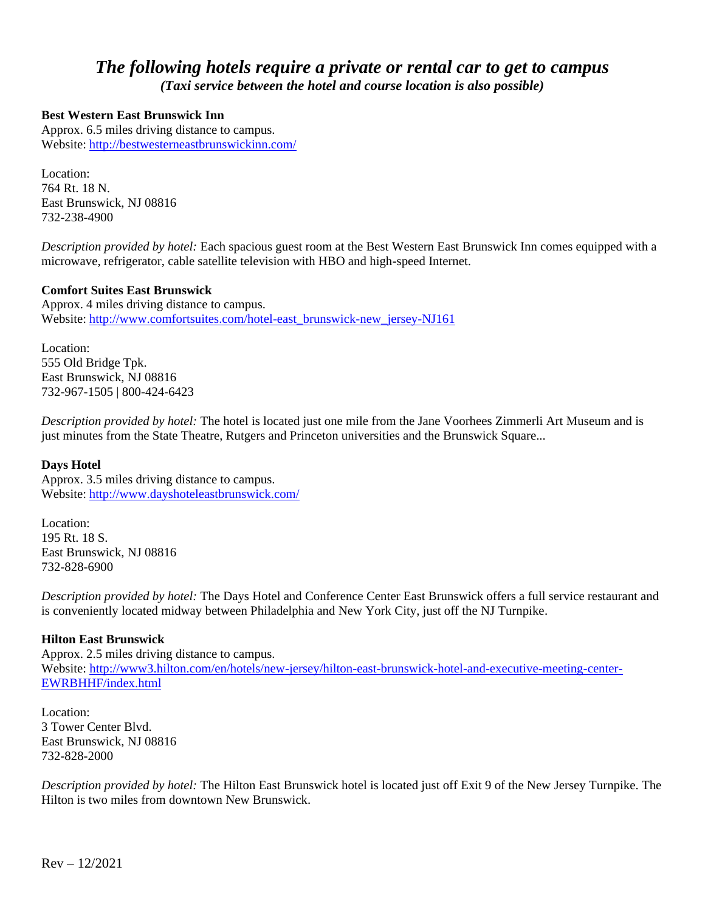# *The following hotels require a private or rental car to get to campus*

***(Taxi service between the hotel and course location is also possible)***

**Best Western East Brunswick Inn**
Approx. 6.5 miles driving distance to campus.
Website: [http://bestwesterneastbrunswickinn.com/](http://bestwesterneastbrunswickinn.com/)

Location:
764 Rt. 18 N.
East Brunswick, NJ 08816
732-238-4900

*Description provided by hotel:* Each spacious guest room at the Best Western East Brunswick Inn comes equipped with a microwave, refrigerator, cable satellite television with HBO and high-speed Internet.

**Comfort Suites East Brunswick**
Approx. 4 miles driving distance to campus.
Website: [http://www.comfortsuites.com/hotel-east_brunswick-new_jersey-NJ161](http://www.comfortsuites.com/hotel-east_brunswick-new_jersey-NJ161)

Location:
555 Old Bridge Tpk.
East Brunswick, NJ 08816
732-967-1505 | 800-424-6423

*Description provided by hotel:* The hotel is located just one mile from the Jane Voorhees Zimmerli Art Museum and is just minutes from the State Theatre, Rutgers and Princeton universities and the Brunswick Square...

**Days Hotel**
Approx. 3.5 miles driving distance to campus.
Website: [http://www.dayshoteleastbrunswick.com/](http://www.dayshoteleastbrunswick.com/)

Location:
195 Rt. 18 S.
East Brunswick, NJ 08816
732-828-6900

*Description provided by hotel:* The Days Hotel and Conference Center East Brunswick offers a full service restaurant and is conveniently located midway between Philadelphia and New York City, just off the NJ Turnpike.

**Hilton East Brunswick**
Approx. 2.5 miles driving distance to campus.
Website: [http://www3.hilton.com/en/hotels/new-jersey/hilton-east-brunswick-hotel-and-executive-meeting-center-EWRBHHF/index.html](http://www3.hilton.com/en/hotels/new-jersey/hilton-east-brunswick-hotel-and-executive-meeting-center-EWRBHHF/index.html)

Location:
3 Tower Center Blvd.
East Brunswick, NJ 08816
732-828-2000

*Description provided by hotel:* The Hilton East Brunswick hotel is located just off Exit 9 of the New Jersey Turnpike. The Hilton is two miles from downtown New Brunswick.

Rev – 12/2021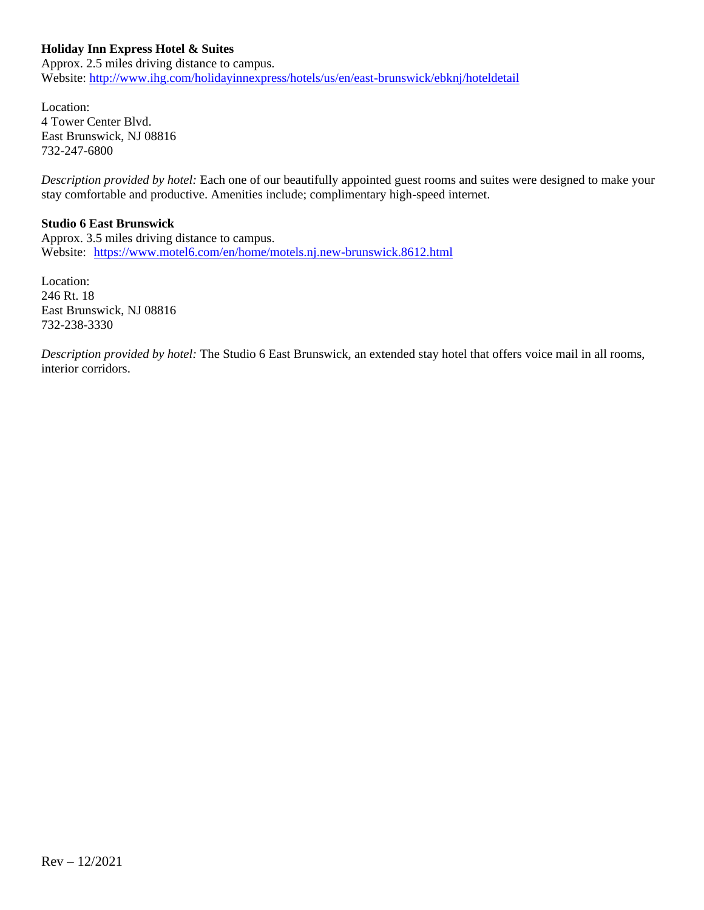**Holiday Inn Express Hotel & Suites**
Approx. 2.5 miles driving distance to campus.
Website: http://www.ihg.com/holidayinnexpress/hotels/us/en/east-brunswick/ebknj/hoteldetail

Location:
4 Tower Center Blvd.
East Brunswick, NJ 08816
732-247-6800

*Description provided by hotel:* Each one of our beautifully appointed guest rooms and suites were designed to make your stay comfortable and productive. Amenities include; complimentary high-speed internet.

**Studio 6 East Brunswick**
Approx. 3.5 miles driving distance to campus.
Website: https://www.motel6.com/en/home/motels.nj.new-brunswick.8612.html

Location:
246 Rt. 18
East Brunswick, NJ 08816
732-238-3330

*Description provided by hotel:* The Studio 6 East Brunswick, an extended stay hotel that offers voice mail in all rooms, interior corridors.

Rev – 12/2021